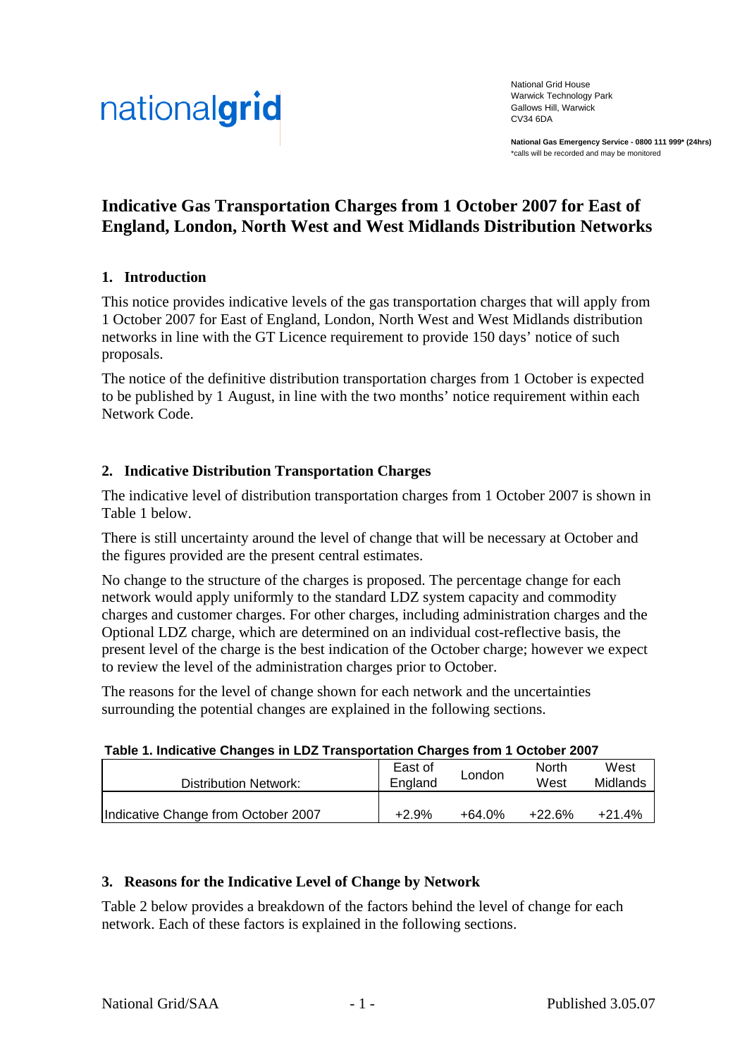nationalgrid

National Grid House
Warwick Technology Park
Gallows Hill, Warwick
CV34 6DA

**National Gas Emergency Service - 0800 111 999* (24hrs)**
*calls will be recorded and may be monitored

# Indicative Gas Transportation Charges from 1 October 2007 for East of England, London, North West and West Midlands Distribution Networks

## 1. Introduction

This notice provides indicative levels of the gas transportation charges that will apply from 1 October 2007 for East of England, London, North West and West Midlands distribution networks in line with the GT Licence requirement to provide 150 days' notice of such proposals.

The notice of the definitive distribution transportation charges from 1 October is expected to be published by 1 August, in line with the two months' notice requirement within each Network Code.

## 2. Indicative Distribution Transportation Charges

The indicative level of distribution transportation charges from 1 October 2007 is shown in Table 1 below.

There is still uncertainty around the level of change that will be necessary at October and the figures provided are the present central estimates.

No change to the structure of the charges is proposed. The percentage change for each network would apply uniformly to the standard LDZ system capacity and commodity charges and customer charges. For other charges, including administration charges and the Optional LDZ charge, which are determined on an individual cost-reflective basis, the present level of the charge is the best indication of the October charge; however we expect to review the level of the administration charges prior to October.

The reasons for the level of change shown for each network and the uncertainties surrounding the potential changes are explained in the following sections.

**Table 1. Indicative Changes in LDZ Transportation Charges from 1 October 2007**

| Distribution Network: | East of England | London | North West | West Midlands |
|---|---|---|---|---|
| Indicative Change from October 2007 | +2.9% | +64.0% | +22.6% | +21.4% |

## 3. Reasons for the Indicative Level of Change by Network

Table 2 below provides a breakdown of the factors behind the level of change for each network. Each of these factors is explained in the following sections.

National Grid/SAA

Published 3.05.07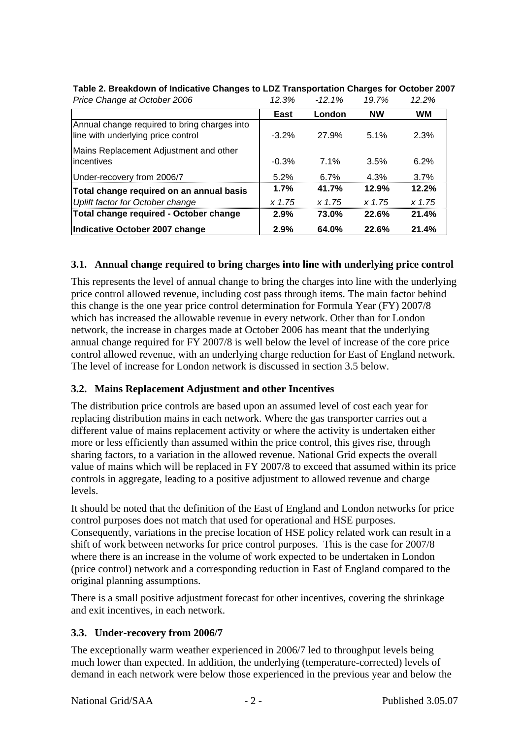**Table 2. Breakdown of Indicative Changes to LDZ Transportation Charges for October 2007**

| *Price Change at October 2006* | *12.3%* | *-12.1%* | *19.7%* | *12.2%* |
|---|---|---|---|---|
| | **East** | **London** | **NW** | **WM** |
| Annual change required to bring charges into line with underlying price control | -3.2% | 27.9% | 5.1% | 2.3% |
| Mains Replacement Adjustment and other incentives | -0.3% | 7.1% | 3.5% | 6.2% |
| Under-recovery from 2006/7 | 5.2% | 6.7% | 4.3% | 3.7% |
| **Total change required on an annual basis** | **1.7%** | **41.7%** | **12.9%** | **12.2%** |
| *Uplift factor for October change* | *x 1.75* | *x 1.75* | *x 1.75* | *x 1.75* |
| **Total change required - October change** | **2.9%** | **73.0%** | **22.6%** | **21.4%** |
| **Indicative October 2007 change** | **2.9%** | **64.0%** | **22.6%** | **21.4%** |

### 3.1. Annual change required to bring charges into line with underlying price control

This represents the level of annual change to bring the charges into line with the underlying price control allowed revenue, including cost pass through items. The main factor behind this change is the one year price control determination for Formula Year (FY) 2007/8 which has increased the allowable revenue in every network. Other than for London network, the increase in charges made at October 2006 has meant that the underlying annual change required for FY 2007/8 is well below the level of increase of the core price control allowed revenue, with an underlying charge reduction for East of England network. The level of increase for London network is discussed in section 3.5 below.

### 3.2. Mains Replacement Adjustment and other Incentives

The distribution price controls are based upon an assumed level of cost each year for replacing distribution mains in each network. Where the gas transporter carries out a different value of mains replacement activity or where the activity is undertaken either more or less efficiently than assumed within the price control, this gives rise, through sharing factors, to a variation in the allowed revenue. National Grid expects the overall value of mains which will be replaced in FY 2007/8 to exceed that assumed within its price controls in aggregate, leading to a positive adjustment to allowed revenue and charge levels.

It should be noted that the definition of the East of England and London networks for price control purposes does not match that used for operational and HSE purposes. Consequently, variations in the precise location of HSE policy related work can result in a shift of work between networks for price control purposes. This is the case for 2007/8 where there is an increase in the volume of work expected to be undertaken in London (price control) network and a corresponding reduction in East of England compared to the original planning assumptions.

There is a small positive adjustment forecast for other incentives, covering the shrinkage and exit incentives, in each network.

### 3.3. Under-recovery from 2006/7

The exceptionally warm weather experienced in 2006/7 led to throughput levels being much lower than expected. In addition, the underlying (temperature-corrected) levels of demand in each network were below those experienced in the previous year and below the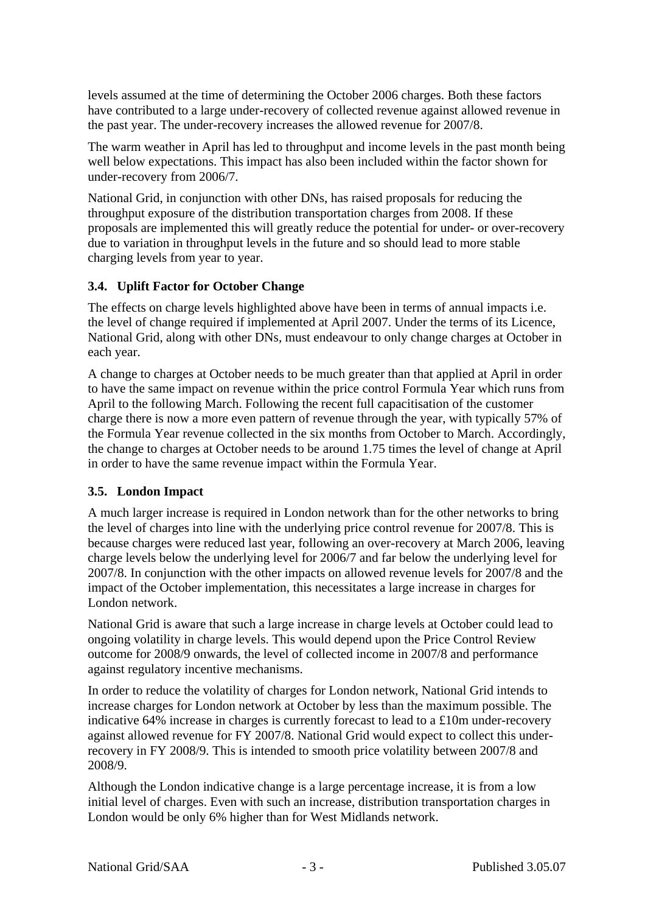levels assumed at the time of determining the October 2006 charges. Both these factors have contributed to a large under-recovery of collected revenue against allowed revenue in the past year. The under-recovery increases the allowed revenue for 2007/8.

The warm weather in April has led to throughput and income levels in the past month being well below expectations. This impact has also been included within the factor shown for under-recovery from 2006/7.

National Grid, in conjunction with other DNs, has raised proposals for reducing the throughput exposure of the distribution transportation charges from 2008. If these proposals are implemented this will greatly reduce the potential for under- or over-recovery due to variation in throughput levels in the future and so should lead to more stable charging levels from year to year.

### 3.4. Uplift Factor for October Change

The effects on charge levels highlighted above have been in terms of annual impacts i.e. the level of change required if implemented at April 2007. Under the terms of its Licence, National Grid, along with other DNs, must endeavour to only change charges at October in each year.

A change to charges at October needs to be much greater than that applied at April in order to have the same impact on revenue within the price control Formula Year which runs from April to the following March. Following the recent full capacitisation of the customer charge there is now a more even pattern of revenue through the year, with typically 57% of the Formula Year revenue collected in the six months from October to March. Accordingly, the change to charges at October needs to be around 1.75 times the level of change at April in order to have the same revenue impact within the Formula Year.

### 3.5. London Impact

A much larger increase is required in London network than for the other networks to bring the level of charges into line with the underlying price control revenue for 2007/8. This is because charges were reduced last year, following an over-recovery at March 2006, leaving charge levels below the underlying level for 2006/7 and far below the underlying level for 2007/8. In conjunction with the other impacts on allowed revenue levels for 2007/8 and the impact of the October implementation, this necessitates a large increase in charges for London network.

National Grid is aware that such a large increase in charge levels at October could lead to ongoing volatility in charge levels. This would depend upon the Price Control Review outcome for 2008/9 onwards, the level of collected income in 2007/8 and performance against regulatory incentive mechanisms.

In order to reduce the volatility of charges for London network, National Grid intends to increase charges for London network at October by less than the maximum possible. The indicative 64% increase in charges is currently forecast to lead to a £10m under-recovery against allowed revenue for FY 2007/8. National Grid would expect to collect this under-recovery in FY 2008/9. This is intended to smooth price volatility between 2007/8 and 2008/9.

Although the London indicative change is a large percentage increase, it is from a low initial level of charges. Even with such an increase, distribution transportation charges in London would be only 6% higher than for West Midlands network.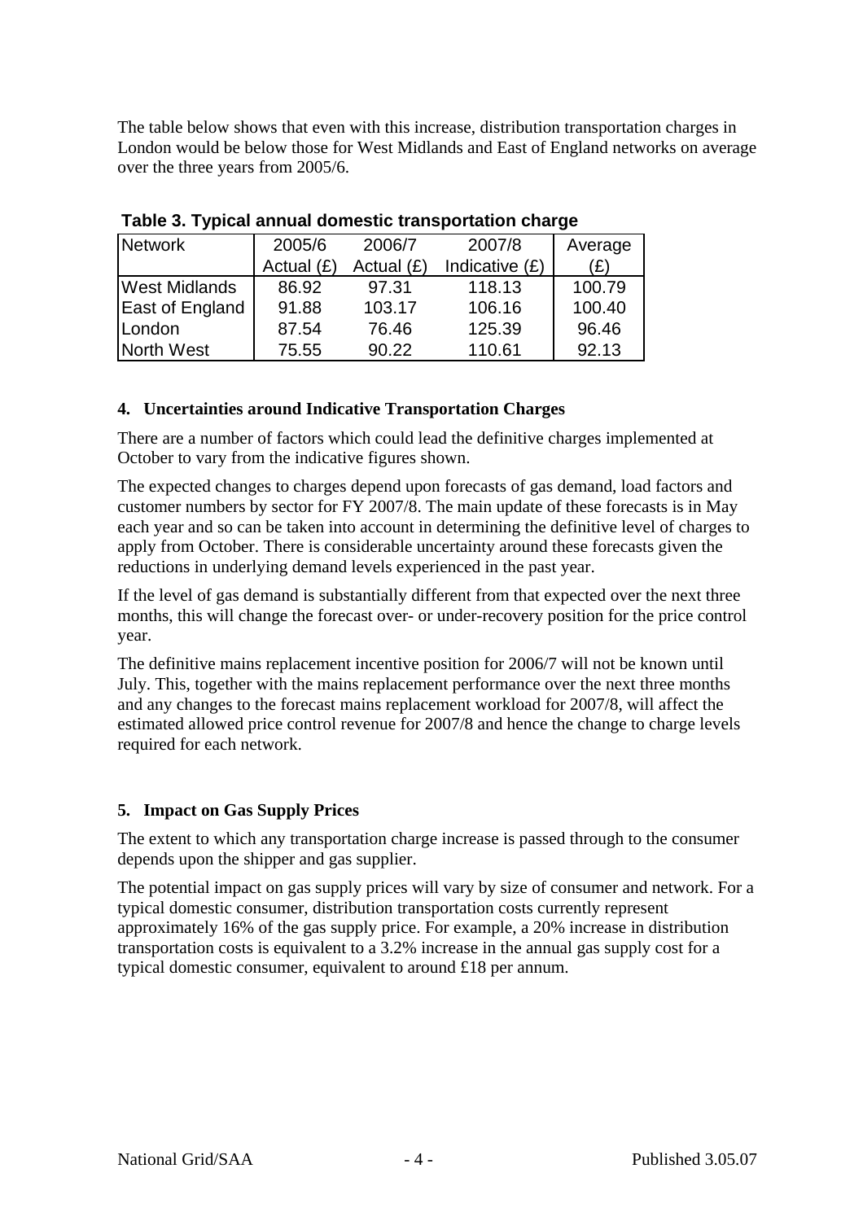The table below shows that even with this increase, distribution transportation charges in London would be below those for West Midlands and East of England networks on average over the three years from 2005/6.

**Table 3. Typical annual domestic transportation charge**

| Network | 2005/6 Actual (£) | 2006/7 Actual (£) | 2007/8 Indicative (£) | Average (£) |
|---|---|---|---|---|
| West Midlands | 86.92 | 97.31 | 118.13 | 100.79 |
| East of England | 91.88 | 103.17 | 106.16 | 100.40 |
| London | 87.54 | 76.46 | 125.39 | 96.46 |
| North West | 75.55 | 90.22 | 110.61 | 92.13 |

## 4. Uncertainties around Indicative Transportation Charges

There are a number of factors which could lead the definitive charges implemented at October to vary from the indicative figures shown.

The expected changes to charges depend upon forecasts of gas demand, load factors and customer numbers by sector for FY 2007/8. The main update of these forecasts is in May each year and so can be taken into account in determining the definitive level of charges to apply from October. There is considerable uncertainty around these forecasts given the reductions in underlying demand levels experienced in the past year.

If the level of gas demand is substantially different from that expected over the next three months, this will change the forecast over- or under-recovery position for the price control year.

The definitive mains replacement incentive position for 2006/7 will not be known until July. This, together with the mains replacement performance over the next three months and any changes to the forecast mains replacement workload for 2007/8, will affect the estimated allowed price control revenue for 2007/8 and hence the change to charge levels required for each network.

## 5. Impact on Gas Supply Prices

The extent to which any transportation charge increase is passed through to the consumer depends upon the shipper and gas supplier.

The potential impact on gas supply prices will vary by size of consumer and network. For a typical domestic consumer, distribution transportation costs currently represent approximately 16% of the gas supply price. For example, a 20% increase in distribution transportation costs is equivalent to a 3.2% increase in the annual gas supply cost for a typical domestic consumer, equivalent to around £18 per annum.